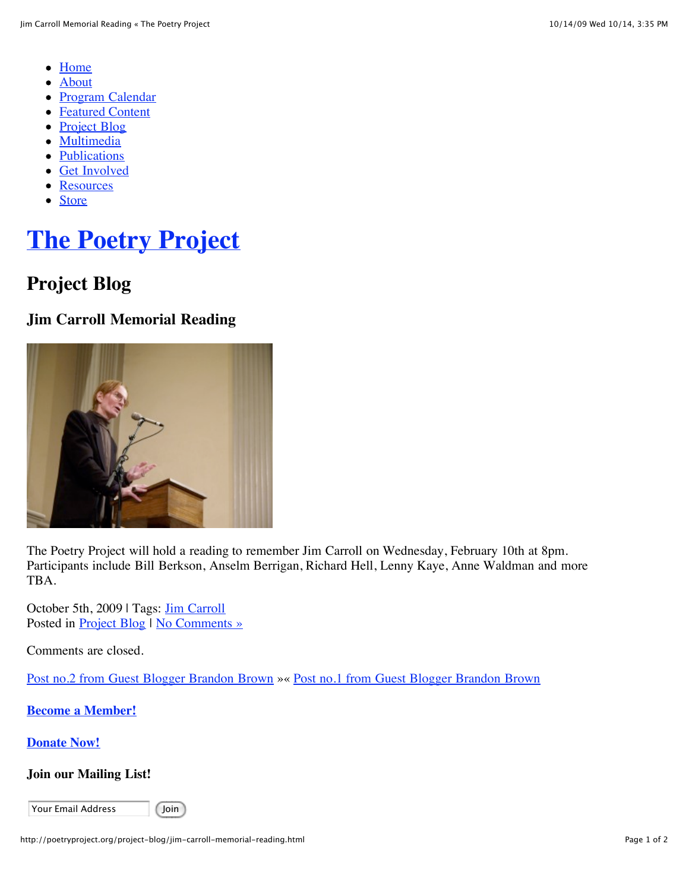- Home
- About
- Program Calendar
- Featured Content
- Project Blog
- Multimedia
- Publications
- Get Involved
- Resources
- Store

# The Poetry Project

## Project Blog

### Jim Carroll Memorial Reading

The Poetry Project will hold a reading to remember Jim Carroll on Wednesday, February 10th at 8pm. Participants include Bill Berkson, Anselm Berrigan, Richard Hell, Lenny Kaye, Anne Waldman and more TBA.

October 5th, 2009 | Tags: Jim Carroll
Posted in Project Blog | No Comments »

Comments are closed.

Post no.2 from Guest Blogger Brandon Brown »« Post no.1 from Guest Blogger Brandon Brown

**Become a Member!**

**Donate Now!**

### Join our Mailing List!

Your Email Address Join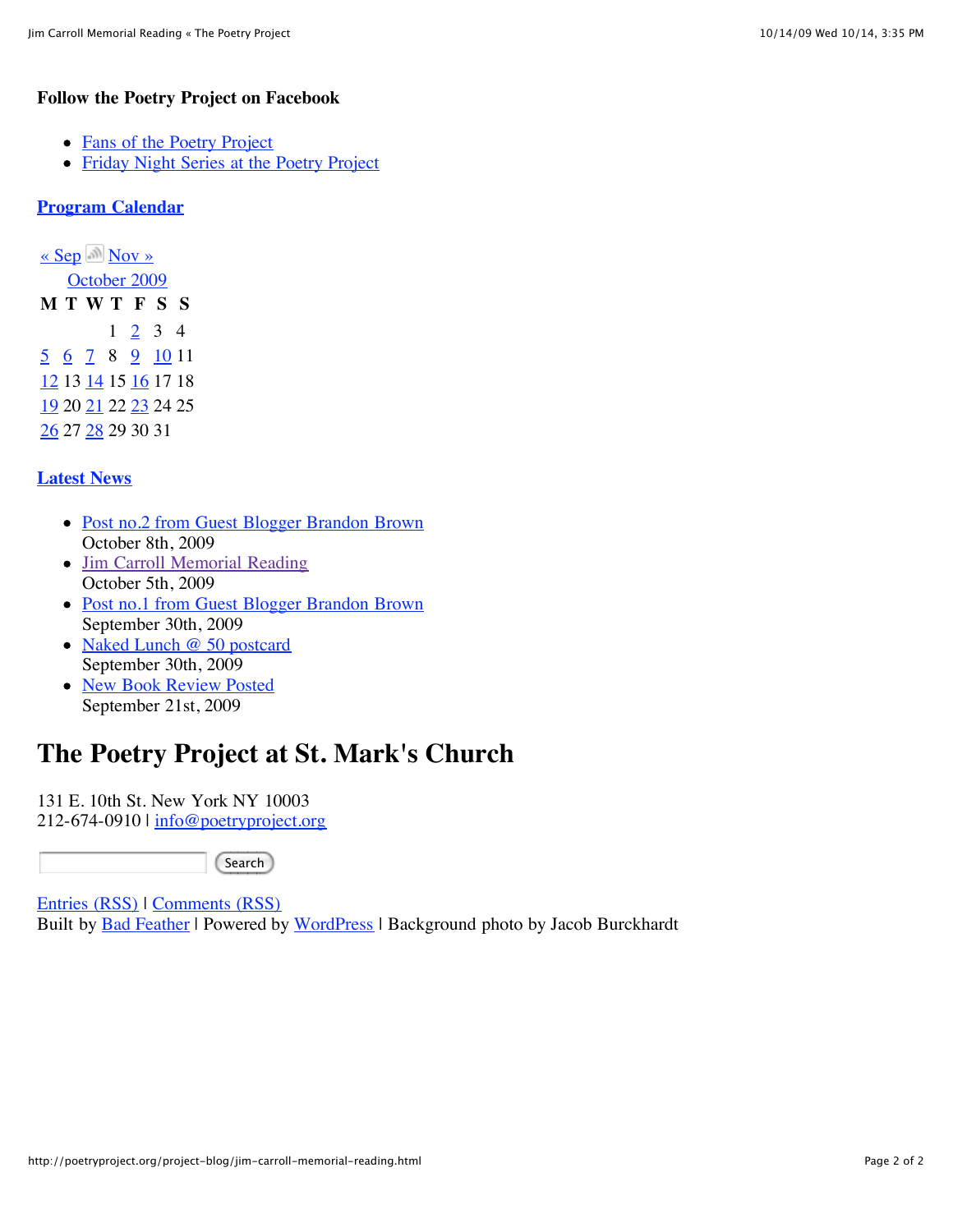**Follow the Poetry Project on Facebook**

- Fans of the Poetry Project
- Friday Night Series at the Poetry Project

**Program Calendar**

« Sep Nov »

October 2009

| M | T | W | T | F | S | S |
|---|---|---|---|---|---|---|
| | | | 1 | 2 | 3 | 4 |
| 5 | 6 | 7 | 8 | 9 | 10 | 11 |
| 12 | 13 | 14 | 15 | 16 | 17 | 18 |
| 19 | 20 | 21 | 22 | 23 | 24 | 25 |
| 26 | 27 | 28 | 29 | 30 | 31 | |

**Latest News**

- Post no.2 from Guest Blogger Brandon Brown
  October 8th, 2009
- Jim Carroll Memorial Reading
  October 5th, 2009
- Post no.1 from Guest Blogger Brandon Brown
  September 30th, 2009
- Naked Lunch @ 50 postcard
  September 30th, 2009
- New Book Review Posted
  September 21st, 2009

# The Poetry Project at St. Mark's Church

131 E. 10th St. New York NY 10003
212-674-0910 | info@poetryproject.org

Search

Entries (RSS) | Comments (RSS)
Built by Bad Feather | Powered by WordPress | Background photo by Jacob Burckhardt